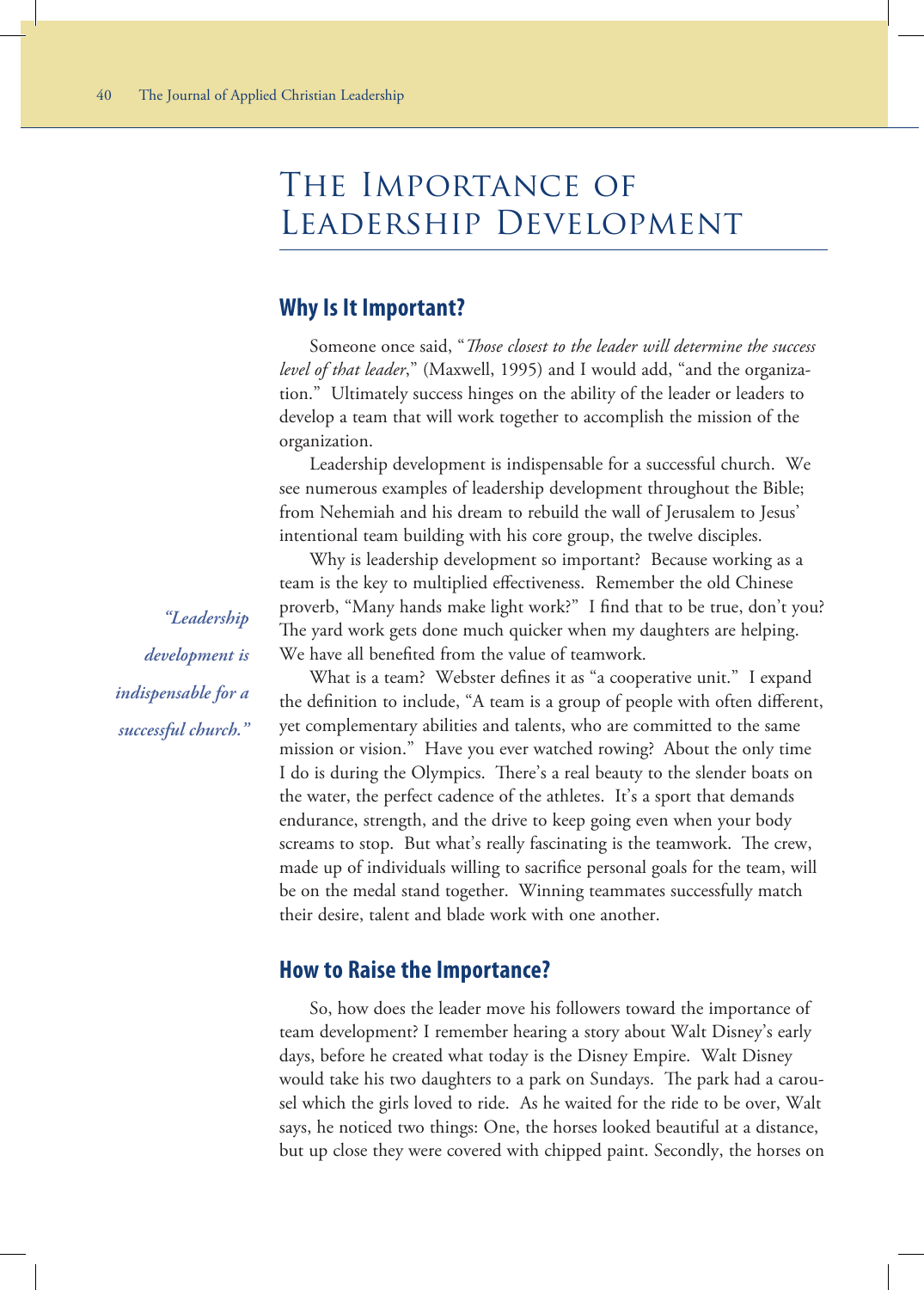# The Importance of Leadership Development

## Why Is It Important?

Someone once said, "*Those closest to the leader will determine the success level of that leader*," (Maxwell, 1995) and I would add, "and the organization." Ultimately success hinges on the ability of the leader or leaders to develop a team that will work together to accomplish the mission of the organization.

Leadership development is indispensable for a successful church. We see numerous examples of leadership development throughout the Bible; from Nehemiah and his dream to rebuild the wall of Jerusalem to Jesus' intentional team building with his core group, the twelve disciples.

*"Leadership development is indispensable for a successful church."*

Why is leadership development so important? Because working as a team is the key to multiplied effectiveness. Remember the old Chinese proverb, "Many hands make light work?" I find that to be true, don't you? The yard work gets done much quicker when my daughters are helping. We have all benefited from the value of teamwork.

What is a team? Webster defines it as "a cooperative unit." I expand the definition to include, "A team is a group of people with often different, yet complementary abilities and talents, who are committed to the same mission or vision." Have you ever watched rowing? About the only time I do is during the Olympics. There's a real beauty to the slender boats on the water, the perfect cadence of the athletes. It's a sport that demands endurance, strength, and the drive to keep going even when your body screams to stop. But what's really fascinating is the teamwork. The crew, made up of individuals willing to sacrifice personal goals for the team, will be on the medal stand together. Winning teammates successfully match their desire, talent and blade work with one another.

## How to Raise the Importance?

So, how does the leader move his followers toward the importance of team development? I remember hearing a story about Walt Disney's early days, before he created what today is the Disney Empire. Walt Disney would take his two daughters to a park on Sundays. The park had a carousel which the girls loved to ride. As he waited for the ride to be over, Walt says, he noticed two things: One, the horses looked beautiful at a distance, but up close they were covered with chipped paint. Secondly, the horses on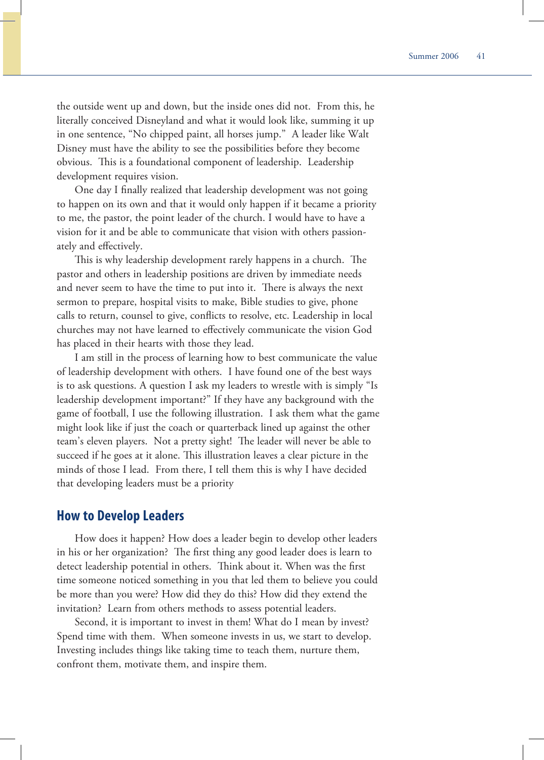the outside went up and down, but the inside ones did not. From this, he literally conceived Disneyland and what it would look like, summing it up in one sentence, "No chipped paint, all horses jump." A leader like Walt Disney must have the ability to see the possibilities before they become obvious. This is a foundational component of leadership. Leadership development requires vision.

One day I finally realized that leadership development was not going to happen on its own and that it would only happen if it became a priority to me, the pastor, the point leader of the church. I would have to have a vision for it and be able to communicate that vision with others passionately and effectively.

This is why leadership development rarely happens in a church. The pastor and others in leadership positions are driven by immediate needs and never seem to have the time to put into it. There is always the next sermon to prepare, hospital visits to make, Bible studies to give, phone calls to return, counsel to give, conflicts to resolve, etc. Leadership in local churches may not have learned to effectively communicate the vision God has placed in their hearts with those they lead.

I am still in the process of learning how to best communicate the value of leadership development with others. I have found one of the best ways is to ask questions. A question I ask my leaders to wrestle with is simply "Is leadership development important?" If they have any background with the game of football, I use the following illustration. I ask them what the game might look like if just the coach or quarterback lined up against the other team's eleven players. Not a pretty sight! The leader will never be able to succeed if he goes at it alone. This illustration leaves a clear picture in the minds of those I lead. From there, I tell them this is why I have decided that developing leaders must be a priority

## How to Develop Leaders

How does it happen? How does a leader begin to develop other leaders in his or her organization? The first thing any good leader does is learn to detect leadership potential in others. Think about it. When was the first time someone noticed something in you that led them to believe you could be more than you were? How did they do this? How did they extend the invitation? Learn from others methods to assess potential leaders.

Second, it is important to invest in them! What do I mean by invest? Spend time with them. When someone invests in us, we start to develop. Investing includes things like taking time to teach them, nurture them, confront them, motivate them, and inspire them.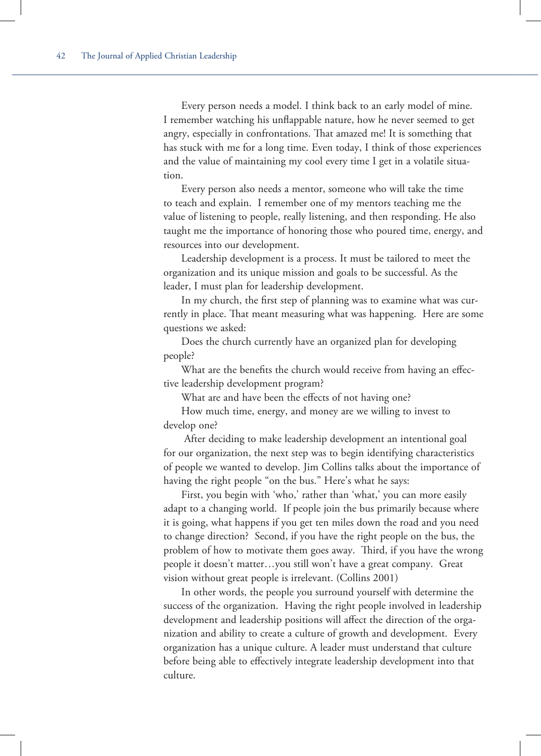Every person needs a model. I think back to an early model of mine. I remember watching his unflappable nature, how he never seemed to get angry, especially in confrontations. That amazed me! It is something that has stuck with me for a long time. Even today, I think of those experiences and the value of maintaining my cool every time I get in a volatile situation.

Every person also needs a mentor, someone who will take the time to teach and explain. I remember one of my mentors teaching me the value of listening to people, really listening, and then responding. He also taught me the importance of honoring those who poured time, energy, and resources into our development.

Leadership development is a process. It must be tailored to meet the organization and its unique mission and goals to be successful. As the leader, I must plan for leadership development.

In my church, the first step of planning was to examine what was currently in place. That meant measuring what was happening. Here are some questions we asked:

Does the church currently have an organized plan for developing people?

What are the benefits the church would receive from having an effective leadership development program?

What are and have been the effects of not having one?

How much time, energy, and money are we willing to invest to develop one?

After deciding to make leadership development an intentional goal for our organization, the next step was to begin identifying characteristics of people we wanted to develop. Jim Collins talks about the importance of having the right people "on the bus." Here's what he says:

First, you begin with 'who,' rather than 'what,' you can more easily adapt to a changing world. If people join the bus primarily because where it is going, what happens if you get ten miles down the road and you need to change direction? Second, if you have the right people on the bus, the problem of how to motivate them goes away. Third, if you have the wrong people it doesn't matter…you still won't have a great company. Great vision without great people is irrelevant. (Collins 2001)

In other words, the people you surround yourself with determine the success of the organization. Having the right people involved in leadership development and leadership positions will affect the direction of the organization and ability to create a culture of growth and development. Every organization has a unique culture. A leader must understand that culture before being able to effectively integrate leadership development into that culture.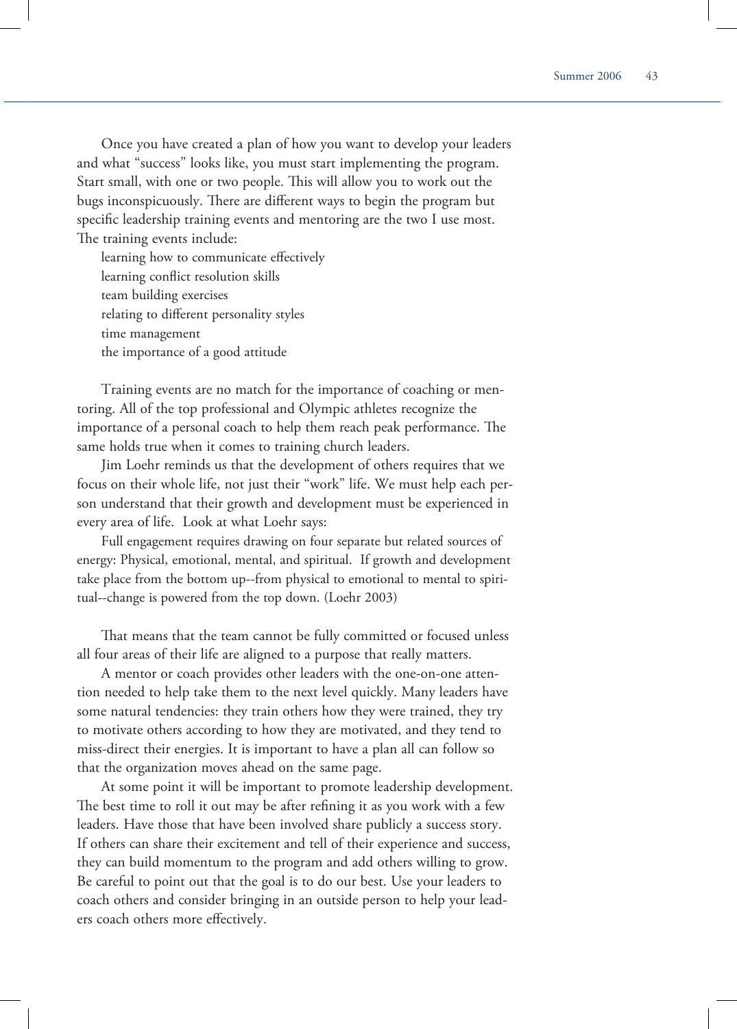Once you have created a plan of how you want to develop your leaders and what "success" looks like, you must start implementing the program. Start small, with one or two people. This will allow you to work out the bugs inconspicuously. There are different ways to begin the program but specific leadership training events and mentoring are the two I use most. The training events include:

- learning how to communicate effectively
- learning conflict resolution skills
- team building exercises
- relating to different personality styles
- time management
- the importance of a good attitude

Training events are no match for the importance of coaching or mentoring. All of the top professional and Olympic athletes recognize the importance of a personal coach to help them reach peak performance. The same holds true when it comes to training church leaders.

Jim Loehr reminds us that the development of others requires that we focus on their whole life, not just their "work" life. We must help each person understand that their growth and development must be experienced in every area of life. Look at what Loehr says:

> Full engagement requires drawing on four separate but related sources of energy: Physical, emotional, mental, and spiritual. If growth and development take place from the bottom up--from physical to emotional to mental to spiritual--change is powered from the top down. (Loehr 2003)

That means that the team cannot be fully committed or focused unless all four areas of their life are aligned to a purpose that really matters.

A mentor or coach provides other leaders with the one-on-one attention needed to help take them to the next level quickly. Many leaders have some natural tendencies: they train others how they were trained, they try to motivate others according to how they are motivated, and they tend to miss-direct their energies. It is important to have a plan all can follow so that the organization moves ahead on the same page.

At some point it will be important to promote leadership development. The best time to roll it out may be after refining it as you work with a few leaders. Have those that have been involved share publicly a success story. If others can share their excitement and tell of their experience and success, they can build momentum to the program and add others willing to grow. Be careful to point out that the goal is to do our best. Use your leaders to coach others and consider bringing in an outside person to help your leaders coach others more effectively.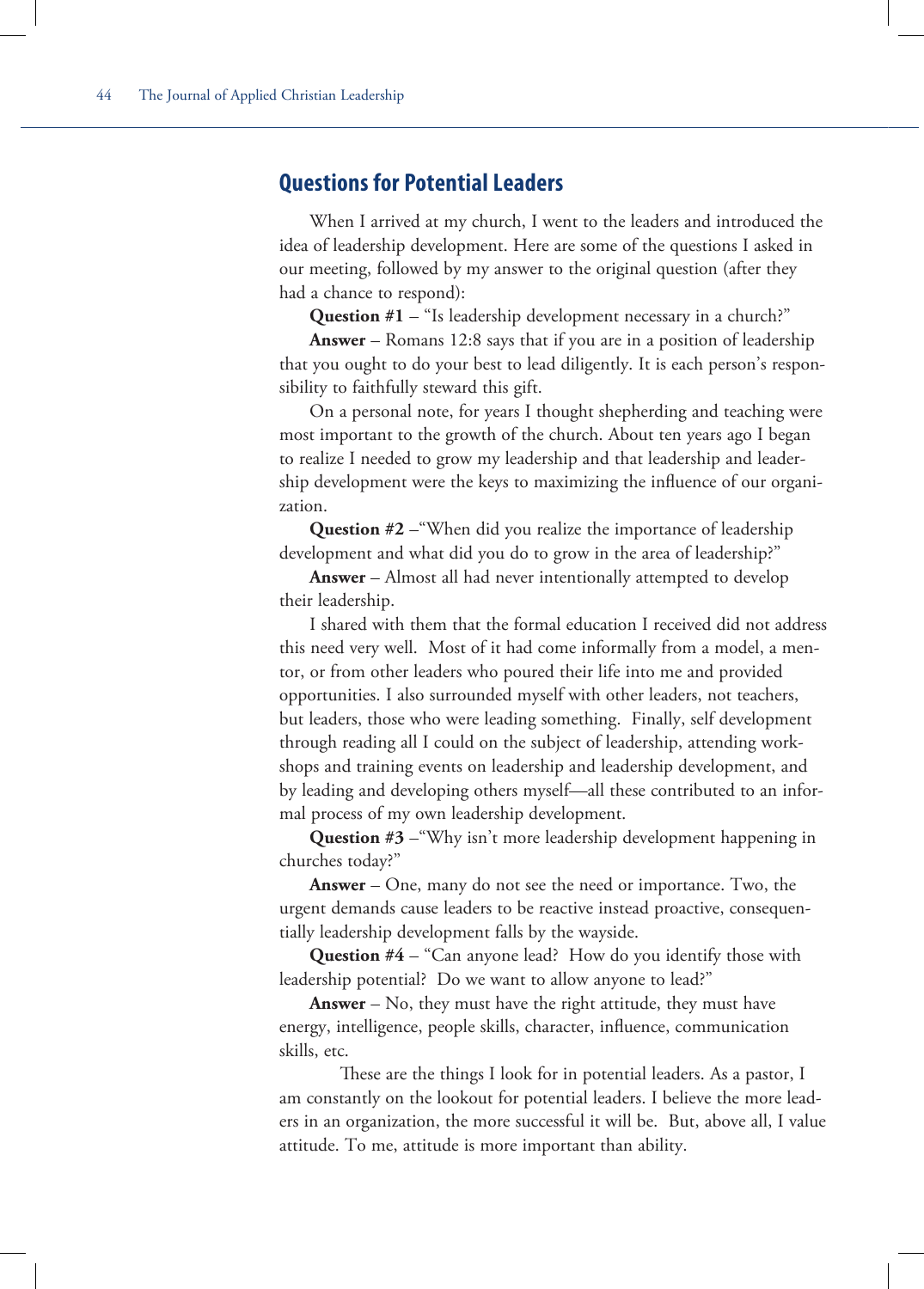## Questions for Potential Leaders

When I arrived at my church, I went to the leaders and introduced the idea of leadership development. Here are some of the questions I asked in our meeting, followed by my answer to the original question (after they had a chance to respond):

**Question #1** – "Is leadership development necessary in a church?"

**Answer** – Romans 12:8 says that if you are in a position of leadership that you ought to do your best to lead diligently. It is each person's responsibility to faithfully steward this gift.

On a personal note, for years I thought shepherding and teaching were most important to the growth of the church. About ten years ago I began to realize I needed to grow my leadership and that leadership and leadership development were the keys to maximizing the influence of our organization.

**Question #2** –"When did you realize the importance of leadership development and what did you do to grow in the area of leadership?"

**Answer** – Almost all had never intentionally attempted to develop their leadership.

I shared with them that the formal education I received did not address this need very well. Most of it had come informally from a model, a mentor, or from other leaders who poured their life into me and provided opportunities. I also surrounded myself with other leaders, not teachers, but leaders, those who were leading something. Finally, self development through reading all I could on the subject of leadership, attending workshops and training events on leadership and leadership development, and by leading and developing others myself—all these contributed to an informal process of my own leadership development.

**Question #3** –"Why isn't more leadership development happening in churches today?"

**Answer** – One, many do not see the need or importance. Two, the urgent demands cause leaders to be reactive instead proactive, consequentially leadership development falls by the wayside.

**Question #4** – "Can anyone lead? How do you identify those with leadership potential? Do we want to allow anyone to lead?"

**Answer** – No, they must have the right attitude, they must have energy, intelligence, people skills, character, influence, communication skills, etc.

These are the things I look for in potential leaders. As a pastor, I am constantly on the lookout for potential leaders. I believe the more leaders in an organization, the more successful it will be. But, above all, I value attitude. To me, attitude is more important than ability.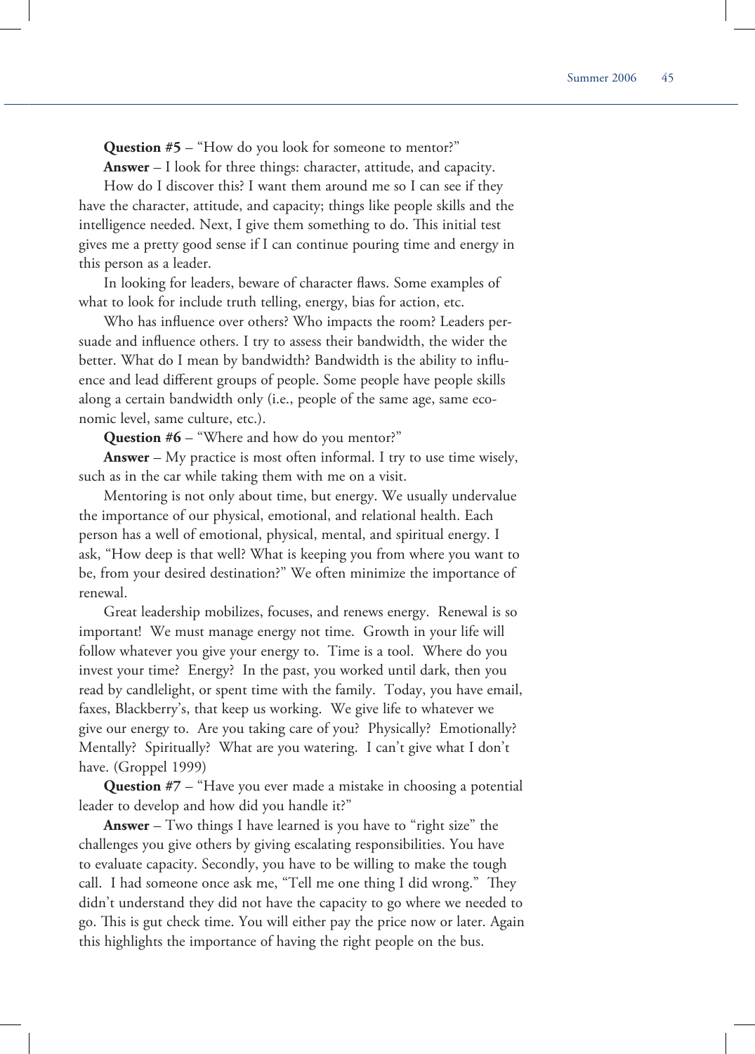**Question #5** – "How do you look for someone to mentor?"

**Answer** – I look for three things: character, attitude, and capacity.

How do I discover this? I want them around me so I can see if they have the character, attitude, and capacity; things like people skills and the intelligence needed. Next, I give them something to do. This initial test gives me a pretty good sense if I can continue pouring time and energy in this person as a leader.

In looking for leaders, beware of character flaws. Some examples of what to look for include truth telling, energy, bias for action, etc.

Who has influence over others? Who impacts the room? Leaders persuade and influence others. I try to assess their bandwidth, the wider the better. What do I mean by bandwidth? Bandwidth is the ability to influence and lead different groups of people. Some people have people skills along a certain bandwidth only (i.e., people of the same age, same economic level, same culture, etc.).

**Question #6** – "Where and how do you mentor?"

**Answer** – My practice is most often informal. I try to use time wisely, such as in the car while taking them with me on a visit.

Mentoring is not only about time, but energy. We usually undervalue the importance of our physical, emotional, and relational health. Each person has a well of emotional, physical, mental, and spiritual energy. I ask, "How deep is that well? What is keeping you from where you want to be, from your desired destination?" We often minimize the importance of renewal.

Great leadership mobilizes, focuses, and renews energy. Renewal is so important! We must manage energy not time. Growth in your life will follow whatever you give your energy to. Time is a tool. Where do you invest your time? Energy? In the past, you worked until dark, then you read by candlelight, or spent time with the family. Today, you have email, faxes, Blackberry's, that keep us working. We give life to whatever we give our energy to. Are you taking care of you? Physically? Emotionally? Mentally? Spiritually? What are you watering. I can't give what I don't have. (Groppel 1999)

**Question #7** – "Have you ever made a mistake in choosing a potential leader to develop and how did you handle it?"

**Answer** – Two things I have learned is you have to "right size" the challenges you give others by giving escalating responsibilities. You have to evaluate capacity. Secondly, you have to be willing to make the tough call. I had someone once ask me, "Tell me one thing I did wrong." They didn't understand they did not have the capacity to go where we needed to go. This is gut check time. You will either pay the price now or later. Again this highlights the importance of having the right people on the bus.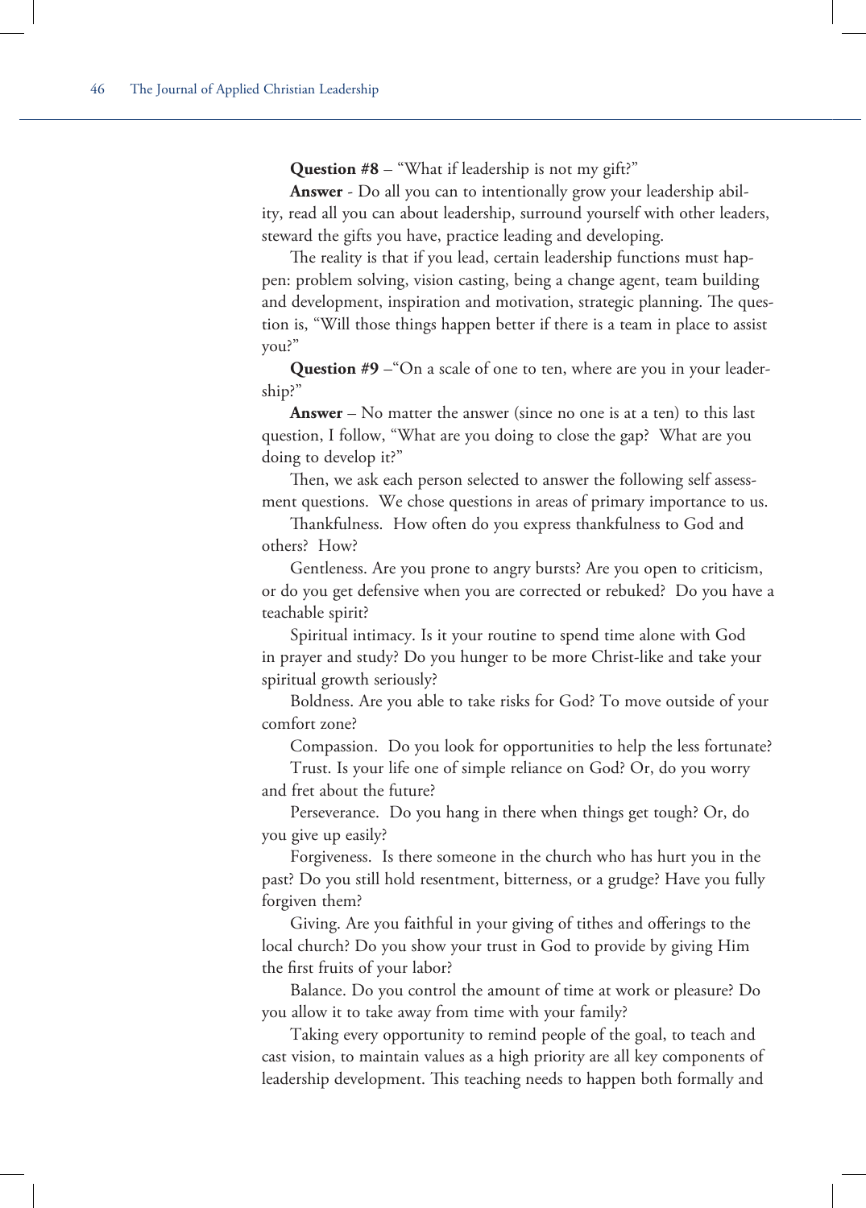**Question #8** – "What if leadership is not my gift?"

**Answer** - Do all you can to intentionally grow your leadership ability, read all you can about leadership, surround yourself with other leaders, steward the gifts you have, practice leading and developing.

The reality is that if you lead, certain leadership functions must happen: problem solving, vision casting, being a change agent, team building and development, inspiration and motivation, strategic planning. The question is, "Will those things happen better if there is a team in place to assist you?"

**Question #9** –"On a scale of one to ten, where are you in your leadership?"

**Answer** – No matter the answer (since no one is at a ten) to this last question, I follow, "What are you doing to close the gap? What are you doing to develop it?"

Then, we ask each person selected to answer the following self assessment questions. We chose questions in areas of primary importance to us.

Thankfulness. How often do you express thankfulness to God and others? How?

Gentleness. Are you prone to angry bursts? Are you open to criticism, or do you get defensive when you are corrected or rebuked? Do you have a teachable spirit?

Spiritual intimacy. Is it your routine to spend time alone with God in prayer and study? Do you hunger to be more Christ-like and take your spiritual growth seriously?

Boldness. Are you able to take risks for God? To move outside of your comfort zone?

Compassion. Do you look for opportunities to help the less fortunate?

Trust. Is your life one of simple reliance on God? Or, do you worry and fret about the future?

Perseverance. Do you hang in there when things get tough? Or, do you give up easily?

Forgiveness. Is there someone in the church who has hurt you in the past? Do you still hold resentment, bitterness, or a grudge? Have you fully forgiven them?

Giving. Are you faithful in your giving of tithes and offerings to the local church? Do you show your trust in God to provide by giving Him the first fruits of your labor?

Balance. Do you control the amount of time at work or pleasure? Do you allow it to take away from time with your family?

Taking every opportunity to remind people of the goal, to teach and cast vision, to maintain values as a high priority are all key components of leadership development. This teaching needs to happen both formally and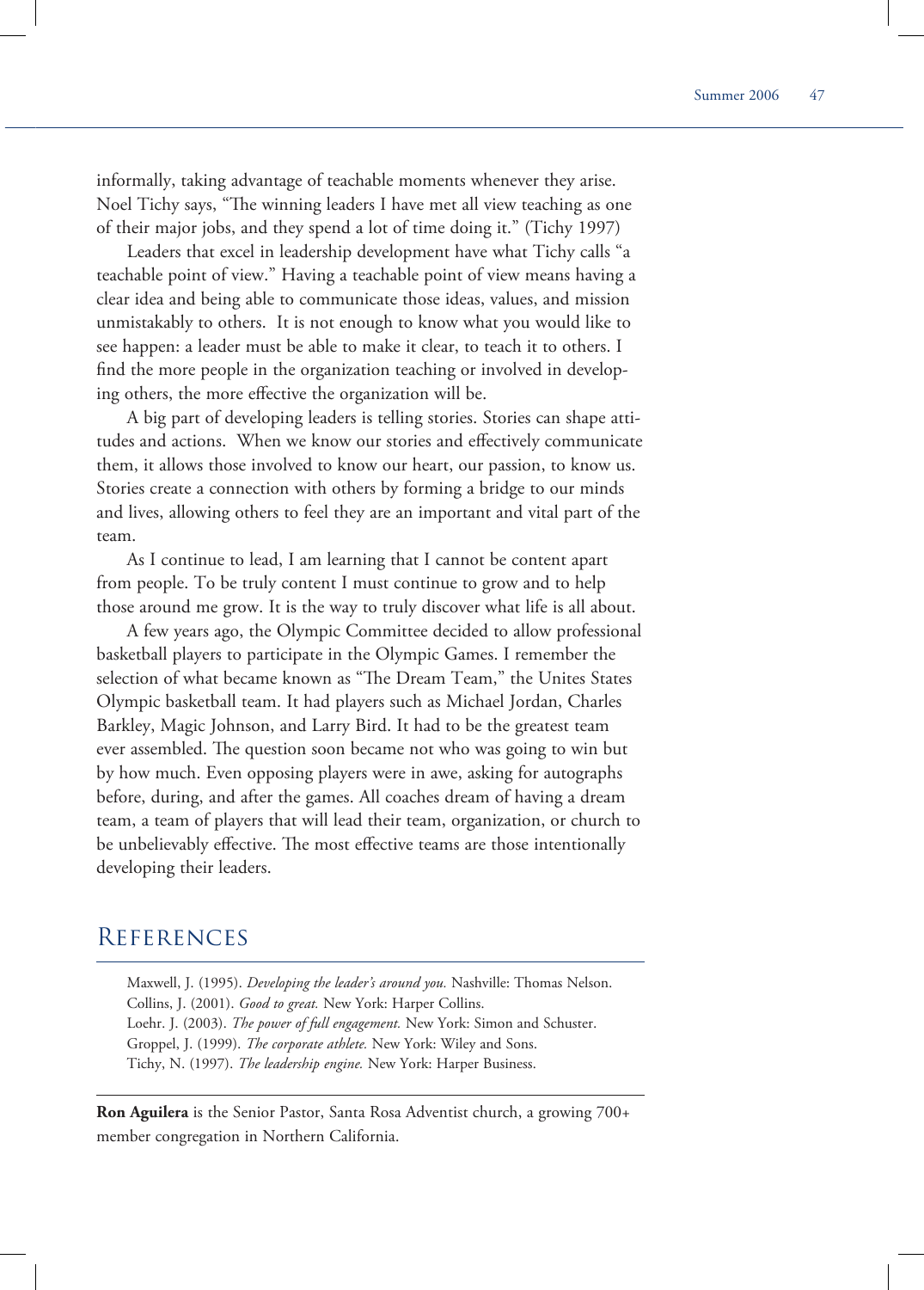informally, taking advantage of teachable moments whenever they arise. Noel Tichy says, "The winning leaders I have met all view teaching as one of their major jobs, and they spend a lot of time doing it." (Tichy 1997)

Leaders that excel in leadership development have what Tichy calls "a teachable point of view." Having a teachable point of view means having a clear idea and being able to communicate those ideas, values, and mission unmistakably to others. It is not enough to know what you would like to see happen: a leader must be able to make it clear, to teach it to others. I find the more people in the organization teaching or involved in developing others, the more effective the organization will be.

A big part of developing leaders is telling stories. Stories can shape attitudes and actions. When we know our stories and effectively communicate them, it allows those involved to know our heart, our passion, to know us. Stories create a connection with others by forming a bridge to our minds and lives, allowing others to feel they are an important and vital part of the team.

As I continue to lead, I am learning that I cannot be content apart from people. To be truly content I must continue to grow and to help those around me grow. It is the way to truly discover what life is all about.

A few years ago, the Olympic Committee decided to allow professional basketball players to participate in the Olympic Games. I remember the selection of what became known as "The Dream Team," the Unites States Olympic basketball team. It had players such as Michael Jordan, Charles Barkley, Magic Johnson, and Larry Bird. It had to be the greatest team ever assembled. The question soon became not who was going to win but by how much. Even opposing players were in awe, asking for autographs before, during, and after the games. All coaches dream of having a dream team, a team of players that will lead their team, organization, or church to be unbelievably effective. The most effective teams are those intentionally developing their leaders.

## References

Maxwell, J. (1995). *Developing the leader's around you.* Nashville: Thomas Nelson.

Collins, J. (2001). *Good to great.* New York: Harper Collins.

Loehr. J. (2003). *The power of full engagement.* New York: Simon and Schuster.

Groppel, J. (1999). *The corporate athlete.* New York: Wiley and Sons.

Tichy, N. (1997). *The leadership engine.* New York: Harper Business.

**Ron Aguilera** is the Senior Pastor, Santa Rosa Adventist church, a growing 700+ member congregation in Northern California.